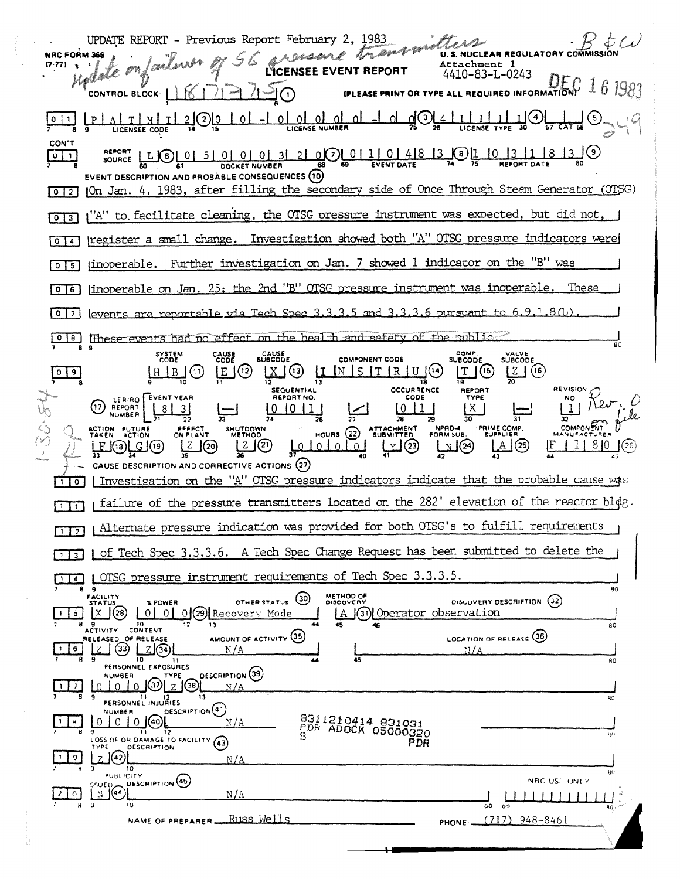UPDATE REPORT - Previous Report February 2, 1983

Update on failure of 56 pressure transmitters — B&W

NRC FORM 366 (7-77)

U.S. NUCLEAR REGULATORY COMMISSION

Attachment 1
4410-83-L-0243

# LICENSEE EVENT REPORT

DEC 16 1983

CONTROL BLOCK: 1 6 7 7 7 5 (1) (PLEASE PRINT OR TYPE ALL REQUIRED INFORMATION)

249

| Line | Field | Value |
|---|---|---|
| 0 1 | LICENSEE CODE (2) | P A T M I 2 |
| | LICENSE NUMBER (3) | 0 0 - 0 0 0 0 0 - 0 0 |
| | LICENSE TYPE (4) | 4 1 1 1 1 |
| | CAT (5) | |
| CON'T 0 1 | REPORT SOURCE (6) | L |
| | DOCKET NUMBER (7) | 0 5 0 0 0 3 2 0 |
| | EVENT DATE (8) | 0 1 0 4 8 3 |
| | REPORT DATE (9) | 1 0 3 1 8 3 |

**EVENT DESCRIPTION AND PROBABLE CONSEQUENCES (10)**

0 2 On Jan. 4, 1983, after filling the secondary side of Once Through Steam Generator (OTSG)
0 3 "A" to facilitate cleaning, the OTSG pressure instrument was expected, but did not,
0 4 register a small change. Investigation showed both "A" OTSG pressure indicators were
0 5 inoperable. Further investigation on Jan. 7 showed 1 indicator on the "B" was
0 6 inoperable on Jan. 25; the 2nd "B" OTSG pressure instrument was inoperable. These
0 7 events are reportable via Tech Spec 3.3.3.5 and 3.3.3.6 pursuant to 6.9.1.8(b).
0 8 These events had no effect on the health and safety of the public.

| Line | SYSTEM CODE (11) | CAUSE CODE (12) | CAUSE SUBCODE (13) | COMPONENT CODE (14) | COMP. SUBCODE (15) | VALVE SUBCODE (16) |
|---|---|---|---|---|---|---|
| 0 9 | H B | E | X | I N S T R U | T | Z |

| (17) LER/RO REPORT NUMBER | EVENT YEAR | | SEQUENTIAL REPORT NO. | | OCCURRENCE CODE | REPORT TYPE | | REVISION NO. |
|---|---|---|---|---|---|---|---|---|
| | 8 3 | — | 0 0 1 | / | 0 1 | X | — | 1 |

Rev. 0 file

| ACTION TAKEN (18) | FUTURE ACTION (19) | EFFECT ON PLANT (20) | SHUTDOWN METHOD (21) | HOURS (22) | ATTACHMENT SUBMITTED (23) | NPRD-4 FORM SUB. (24) | PRIME COMP. SUPPLIER (25) | COMPONENT MANUFACTURER (26) |
|---|---|---|---|---|---|---|---|---|
| F | G | Z | Z | 0 0 0 0 | Y | N | A | F 1 8 0 |

1-30-84 TRP

**CAUSE DESCRIPTION AND CORRECTIVE ACTIONS (27)**

1 0 Investigation on the "A" OTSG pressure indicators indicate that the probable cause was
1 1 failure of the pressure transmitters located on the 282' elevation of the reactor bldg.
1 2 Alternate pressure indication was provided for both OTSG's to fulfill requirements
1 3 of Tech Spec 3.3.3.6. A Tech Spec Change Request has been submitted to delete the
1 4 OTSG pressure instrument requirements of Tech Spec 3.3.3.5.

| Line | FACILITY STATUS (28) | % POWER (29) | OTHER STATUS (30) | METHOD OF DISCOVERY (31) | DISCOVERY DESCRIPTION (32) |
|---|---|---|---|---|---|
| 1 5 | X | 0 0 0 | Recovery Mode | A | Operator observation |

| Line | ACTIVITY RELEASED OF RELEASE (33) | CONTENT (34) | AMOUNT OF ACTIVITY (35) | LOCATION OF RELEASE (36) |
|---|---|---|---|---|
| 1 6 | Z | Z | N/A | N/A |

| Line | PERSONNEL EXPOSURES NUMBER (37) | TYPE (38) | DESCRIPTION (39) |
|---|---|---|---|
| 1 7 | 0 0 0 | Z | N/A |

| Line | PERSONNEL INJURIES NUMBER (40) | DESCRIPTION (41) |
|---|---|---|
| 1 8 | 0 0 0 | N/A |

8311210414 831031
PDR ADOCK 05000320
S PDR

| Line | LOSS OF OR DAMAGE TO FACILITY TYPE (42) | DESCRIPTION (43) |
|---|---|---|
| 1 9 | Z | N/A |

| Line | PUBLICITY ISSUED (44) | DESCRIPTION (45) | NRC USE ONLY |
|---|---|---|---|
| 2 0 | N | N/A | |

NAME OF PREPARER: Russ Wells PHONE: (717) 948-8461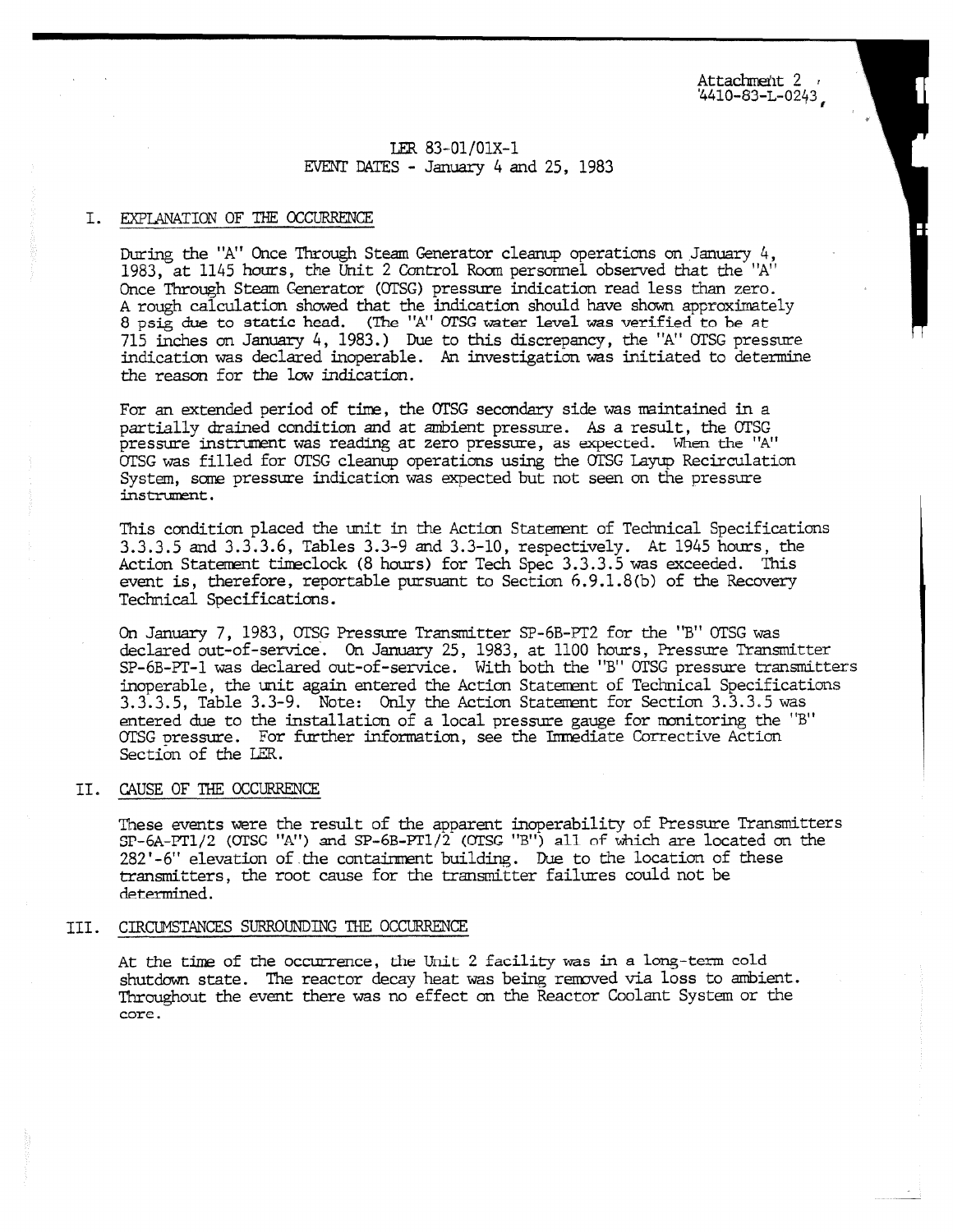Attachment 2
4410-83-L-0243

LER 83-01/01X-1
EVENT DATES - January 4 and 25, 1983

## I. EXPLANATION OF THE OCCURRENCE

During the "A" Once Through Steam Generator cleanup operations on January 4, 1983, at 1145 hours, the Unit 2 Control Room personnel observed that the "A" Once Through Steam Generator (OTSG) pressure indication read less than zero. A rough calculation showed that the indication should have shown approximately 8 psig due to static head. (The "A" OTSG water level was verified to be at 715 inches on January 4, 1983.) Due to this discrepancy, the "A" OTSG pressure indication was declared inoperable. An investigation was initiated to determine the reason for the low indication.

For an extended period of time, the OTSG secondary side was maintained in a partially drained condition and at ambient pressure. As a result, the OTSG pressure instrument was reading at zero pressure, as expected. When the "A" OTSG was filled for OTSG cleanup operations using the OTSG Layup Recirculation System, some pressure indication was expected but not seen on the pressure instrument.

This condition placed the unit in the Action Statement of Technical Specifications 3.3.3.5 and 3.3.3.6, Tables 3.3-9 and 3.3-10, respectively. At 1945 hours, the Action Statement timeclock (8 hours) for Tech Spec 3.3.3.5 was exceeded. This event is, therefore, reportable pursuant to Section 6.9.1.8(b) of the Recovery Technical Specifications.

On January 7, 1983, OTSG Pressure Transmitter SP-6B-PT2 for the "B" OTSG was declared out-of-service. On January 25, 1983, at 1100 hours, Pressure Transmitter SP-6B-PT-1 was declared out-of-service. With both the "B" OTSG pressure transmitters inoperable, the unit again entered the Action Statement of Technical Specifications 3.3.3.5, Table 3.3-9. Note: Only the Action Statement for Section 3.3.3.5 was entered due to the installation of a local pressure gauge for monitoring the "B" OTSG pressure. For further information, see the Immediate Corrective Action Section of the LER.

## II. CAUSE OF THE OCCURRENCE

These events were the result of the apparent inoperability of Pressure Transmitters SP-6A-PT1/2 (OTSG "A") and SP-6B-PT1/2 (OTSG "B") all of which are located on the 282'-6" elevation of the containment building. Due to the location of these transmitters, the root cause for the transmitter failures could not be determined.

## III. CIRCUMSTANCES SURROUNDING THE OCCURRENCE

At the time of the occurrence, the Unit 2 facility was in a long-term cold shutdown state. The reactor decay heat was being removed via loss to ambient. Throughout the event there was no effect on the Reactor Coolant System or the core.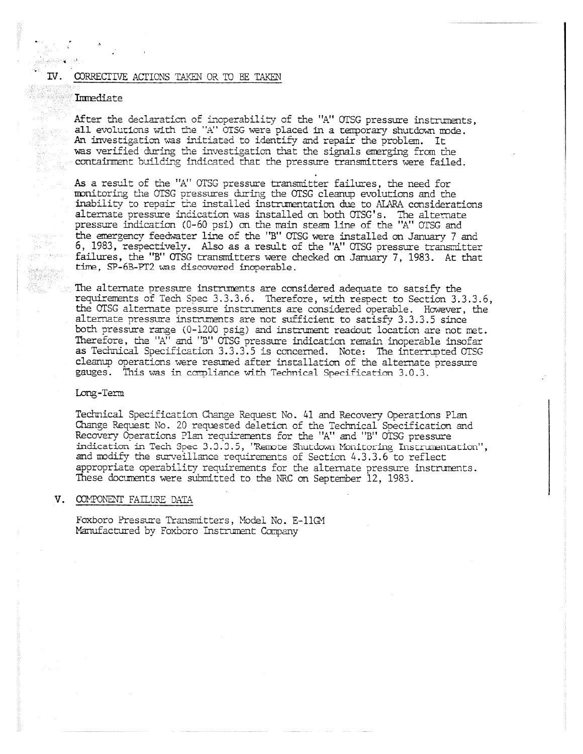## IV. CORRECTIVE ACTIONS TAKEN OR TO BE TAKEN

### Immediate

After the declaration of inoperability of the "A" OTSG pressure instruments, all evolutions with the "A" OTSG were placed in a temporary shutdown mode. An investigation was initiated to identify and repair the problem. It was verified during the investigation that the signals emerging from the containment building indicated that the pressure transmitters were failed.

As a result of the "A" OTSG pressure transmitter failures, the need for monitoring the OTSG pressures during the OTSG cleanup evolutions and the inability to repair the installed instrumentation due to ALARA considerations alternate pressure indication was installed on both OTSG's. The alternate pressure indication (0-60 psi) on the main steam line of the "A" OTSG and the emergency feedwater line of the "B" OTSG were installed on January 7 and 6, 1983, respectively. Also as a result of the "A" OTSG pressure transmitter failures, the "B" OTSG transmitters were checked on January 7, 1983. At that time, SP-6B-PT2 was discovered inoperable.

The alternate pressure instruments are considered adequate to satsify the requirements of Tech Spec 3.3.3.6. Therefore, with respect to Section 3.3.3.6, the OTSG alternate pressure instruments are considered operable. However, the alternate pressure instruments are not sufficient to satisfy 3.3.3.5 since both pressure range (0-1200 psig) and instrument readout location are not met. Therefore, the "A" and "B" OTSG pressure indication remain inoperable insofar as Technical Specification 3.3.3.5 is concerned. Note: The interrupted OTSG cleanup operations were resumed after installation of the alternate pressure gauges. This was in compliance with Technical Specification 3.0.3.

### Long-Term

Technical Specification Change Request No. 41 and Recovery Operations Plan Change Request No. 20 requested deletion of the Technical Specification and Recovery Operations Plan requirements for the "A" and "B" OTSG pressure indication in Tech Spec 3.3.3.5, "Remote Shutdown Monitoring Instrumentation", and modify the surveillance requirements of Section 4.3.3.6 to reflect appropriate operability requirements for the alternate pressure instruments. These documents were submitted to the NRC on September 12, 1983.

## V. COMPONENT FAILURE DATA

Foxboro Pressure Transmitters, Model No. E-11GM
Manufactured by Foxboro Instrument Company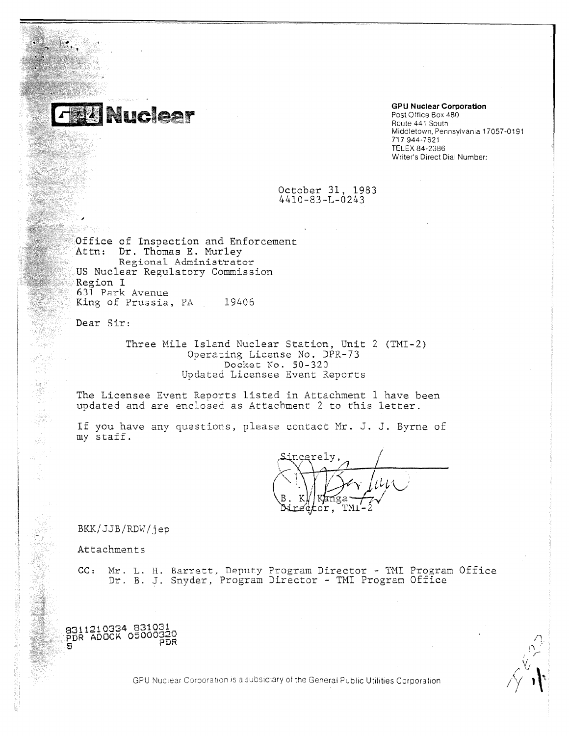**GPU Nuclear**

**GPU Nuclear Corporation**
Post Office Box 480
Route 441 South
Middletown, Pennsylvania 17057-0191
717 944-7621
TELEX 84-2386
Writer's Direct Dial Number:

October 31, 1983
4410-83-L-0243

Office of Inspection and Enforcement
Attn: Dr. Thomas E. Murley
Regional Administrator
US Nuclear Regulatory Commission
Region I
631 Park Avenue
King of Prussia, PA 19406

Dear Sir:

Three Mile Island Nuclear Station, Unit 2 (TMI-2)
Operating License No. DPR-73
Docket No. 50-320
Updated Licensee Event Reports

The Licensee Event Reports listed in Attachment 1 have been updated and are enclosed as Attachment 2 to this letter.

If you have any questions, please contact Mr. J. J. Byrne of my staff.

Sincerely,

B. K. Kanga
Director, TMI-2

BKK/JJB/RDW/jep

Attachments

CC: Mr. L. H. Barrett, Deputy Program Director - TMI Program Office
Dr. B. J. Snyder, Program Director - TMI Program Office

8311210334 831031
PDR ADOCK 05000320
S PDR

GPU Nuclear Corporation is a subsidiary of the General Public Utilities Corporation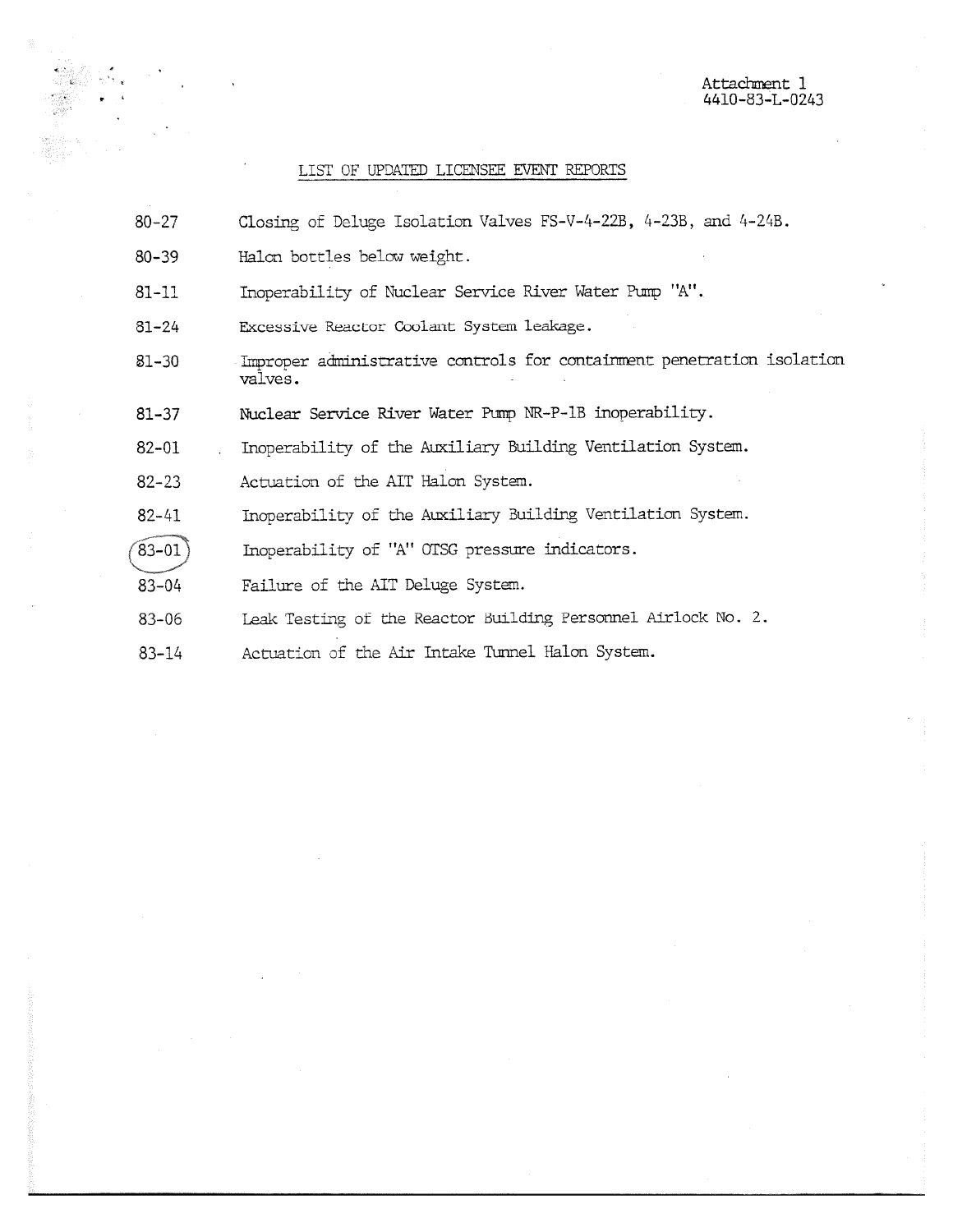Attachment 1
4410-83-L-0243

## LIST OF UPDATED LICENSEE EVENT REPORTS

| | |
|---|---|
| 80-27 | Closing of Deluge Isolation Valves FS-V-4-22B, 4-23B, and 4-24B. |
| 80-39 | Halon bottles below weight. |
| 81-11 | Inoperability of Nuclear Service River Water Pump "A". |
| 81-24 | Excessive Reactor Coolant System leakage. |
| 81-30 | Improper administrative controls for containment penetration isolation valves. |
| 81-37 | Nuclear Service River Water Pump NR-P-1B inoperability. |
| 82-01 | Inoperability of the Auxiliary Building Ventilation System. |
| 82-23 | Actuation of the AIT Halon System. |
| 82-41 | Inoperability of the Auxiliary Building Ventilation System. |
| 83-01 | Inoperability of "A" OTSG pressure indicators. |
| 83-04 | Failure of the AIT Deluge System. |
| 83-06 | Leak Testing of the Reactor Building Personnel Airlock No. 2. |
| 83-14 | Actuation of the Air Intake Tunnel Halon System. |